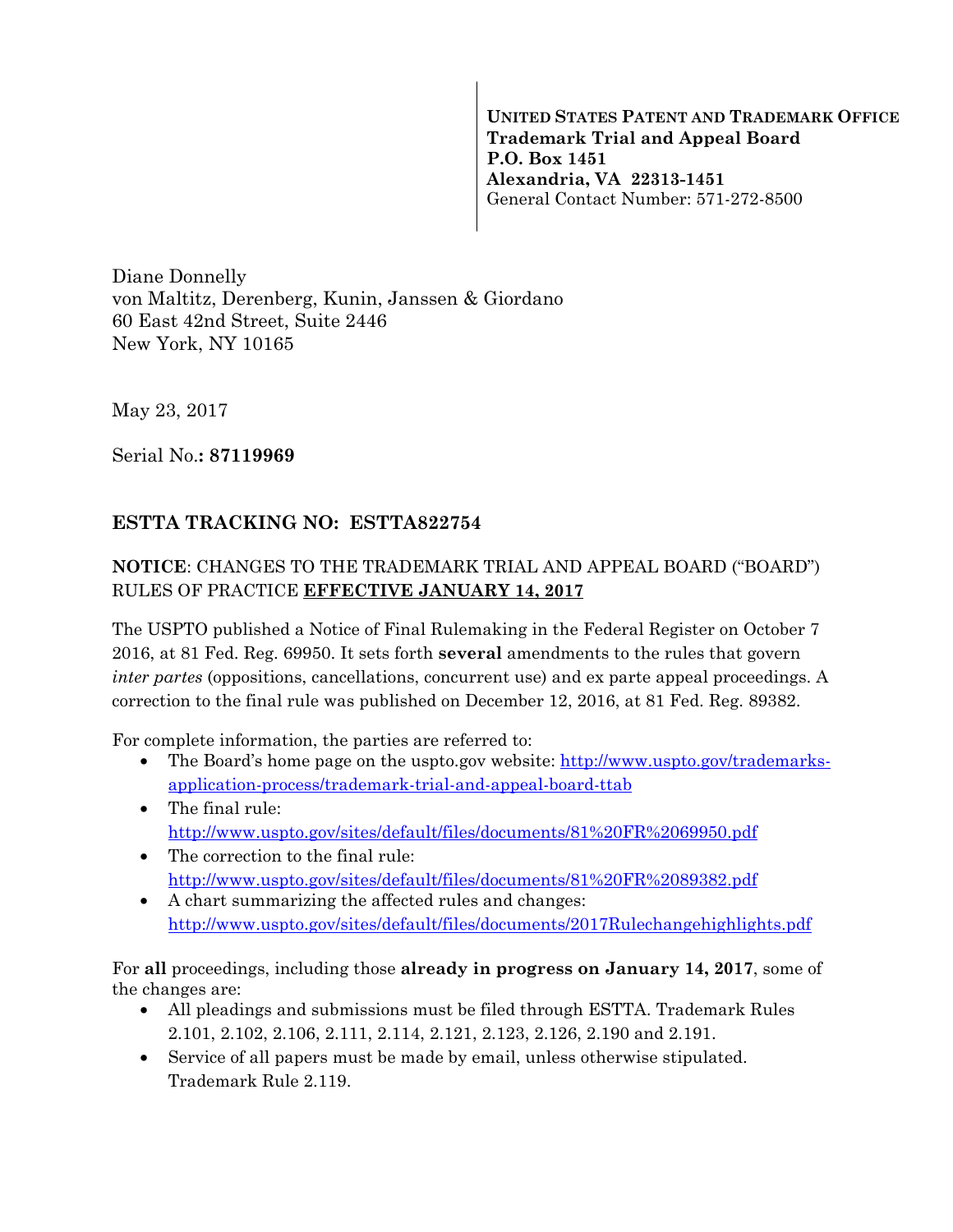**UNITED STATES PATENT AND TRADEMARK OFFICE**
**Trademark Trial and Appeal Board**
**P.O. Box 1451**
**Alexandria, VA 22313-1451**
General Contact Number: 571-272-8500

Diane Donnelly
von Maltitz, Derenberg, Kunin, Janssen & Giordano
60 East 42nd Street, Suite 2446
New York, NY 10165

May 23, 2017

Serial No.**: 87119969**

## ESTTA TRACKING NO: ESTTA822754

**NOTICE**: CHANGES TO THE TRADEMARK TRIAL AND APPEAL BOARD ("BOARD") RULES OF PRACTICE **EFFECTIVE JANUARY 14, 2017**

The USPTO published a Notice of Final Rulemaking in the Federal Register on October 7 2016, at 81 Fed. Reg. 69950. It sets forth **several** amendments to the rules that govern *inter partes* (oppositions, cancellations, concurrent use) and ex parte appeal proceedings. A correction to the final rule was published on December 12, 2016, at 81 Fed. Reg. 89382.

For complete information, the parties are referred to:

- The Board's home page on the uspto.gov website: http://www.uspto.gov/trademarks-application-process/trademark-trial-and-appeal-board-ttab
- The final rule: http://www.uspto.gov/sites/default/files/documents/81%20FR%2069950.pdf
- The correction to the final rule: http://www.uspto.gov/sites/default/files/documents/81%20FR%2089382.pdf
- A chart summarizing the affected rules and changes: http://www.uspto.gov/sites/default/files/documents/2017Rulechangehighlights.pdf

For **all** proceedings, including those **already in progress on January 14, 2017**, some of the changes are:

- All pleadings and submissions must be filed through ESTTA. Trademark Rules 2.101, 2.102, 2.106, 2.111, 2.114, 2.121, 2.123, 2.126, 2.190 and 2.191.
- Service of all papers must be made by email, unless otherwise stipulated. Trademark Rule 2.119.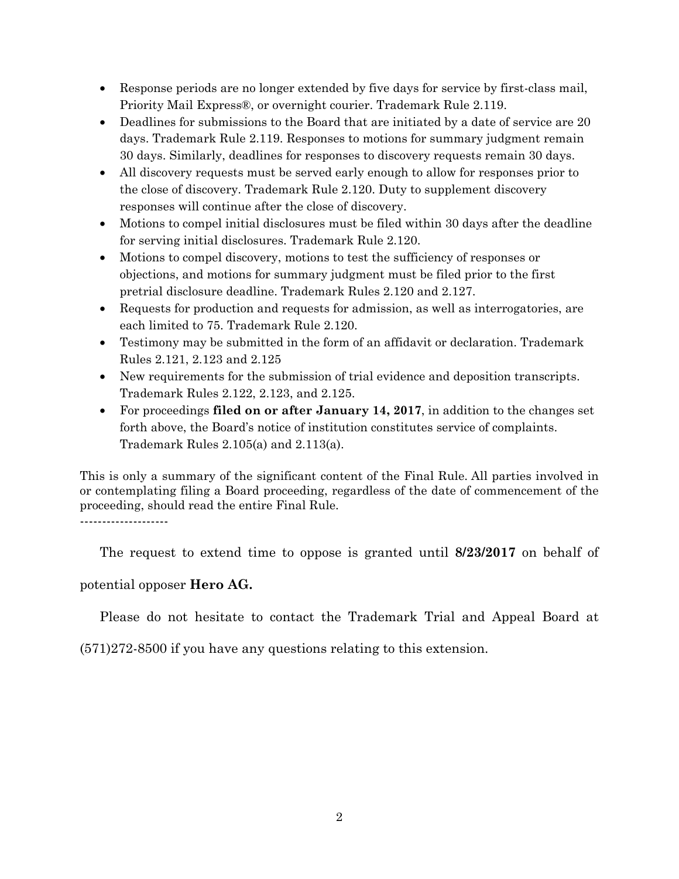- Response periods are no longer extended by five days for service by first-class mail, Priority Mail Express®, or overnight courier. Trademark Rule 2.119.
- Deadlines for submissions to the Board that are initiated by a date of service are 20 days. Trademark Rule 2.119. Responses to motions for summary judgment remain 30 days. Similarly, deadlines for responses to discovery requests remain 30 days.
- All discovery requests must be served early enough to allow for responses prior to the close of discovery. Trademark Rule 2.120. Duty to supplement discovery responses will continue after the close of discovery.
- Motions to compel initial disclosures must be filed within 30 days after the deadline for serving initial disclosures. Trademark Rule 2.120.
- Motions to compel discovery, motions to test the sufficiency of responses or objections, and motions for summary judgment must be filed prior to the first pretrial disclosure deadline. Trademark Rules 2.120 and 2.127.
- Requests for production and requests for admission, as well as interrogatories, are each limited to 75. Trademark Rule 2.120.
- Testimony may be submitted in the form of an affidavit or declaration. Trademark Rules 2.121, 2.123 and 2.125
- New requirements for the submission of trial evidence and deposition transcripts. Trademark Rules 2.122, 2.123, and 2.125.
- For proceedings **filed on or after January 14, 2017**, in addition to the changes set forth above, the Board's notice of institution constitutes service of complaints. Trademark Rules 2.105(a) and 2.113(a).

This is only a summary of the significant content of the Final Rule. All parties involved in or contemplating filing a Board proceeding, regardless of the date of commencement of the proceeding, should read the entire Final Rule.

--------------------

The request to extend time to oppose is granted until **8/23/2017** on behalf of potential opposer **Hero AG.**

Please do not hesitate to contact the Trademark Trial and Appeal Board at (571)272-8500 if you have any questions relating to this extension.